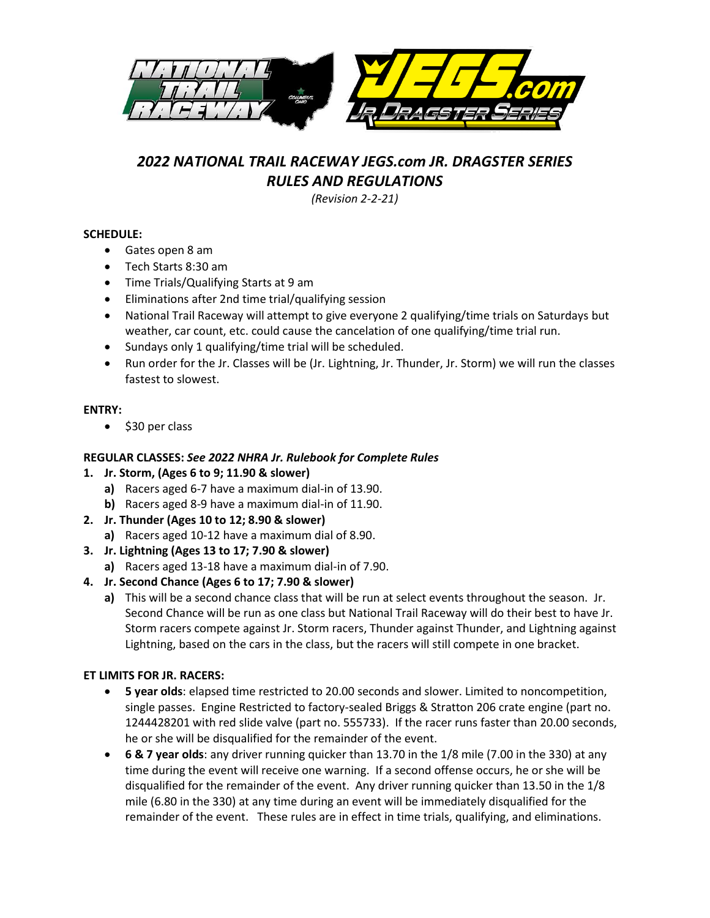# *2022 NATIONAL TRAIL RACEWAY JEGS.com JR. DRAGSTER SERIES RULES AND REGULATIONS*

*(Revision 2-2-21)*

**SCHEDULE:**

- Gates open 8 am
- Tech Starts 8:30 am
- Time Trials/Qualifying Starts at 9 am
- Eliminations after 2nd time trial/qualifying session
- National Trail Raceway will attempt to give everyone 2 qualifying/time trials on Saturdays but weather, car count, etc. could cause the cancelation of one qualifying/time trial run.
- Sundays only 1 qualifying/time trial will be scheduled.
- Run order for the Jr. Classes will be (Jr. Lightning, Jr. Thunder, Jr. Storm) we will run the classes fastest to slowest.

**ENTRY:**

- $30 per class

**REGULAR CLASSES:** ***See 2022 NHRA Jr. Rulebook for Complete Rules***

1. **Jr. Storm, (Ages 6 to 9; 11.90 & slower)**
   a) Racers aged 6-7 have a maximum dial-in of 13.90.
   b) Racers aged 8-9 have a maximum dial-in of 11.90.
2. **Jr. Thunder (Ages 10 to 12; 8.90 & slower)**
   a) Racers aged 10-12 have a maximum dial of 8.90.
3. **Jr. Lightning (Ages 13 to 17; 7.90 & slower)**
   a) Racers aged 13-18 have a maximum dial-in of 7.90.
4. **Jr. Second Chance (Ages 6 to 17; 7.90 & slower)**
   a) This will be a second chance class that will be run at select events throughout the season. Jr. Second Chance will be run as one class but National Trail Raceway will do their best to have Jr. Storm racers compete against Jr. Storm racers, Thunder against Thunder, and Lightning against Lightning, based on the cars in the class, but the racers will still compete in one bracket.

**ET LIMITS FOR JR. RACERS:**

- **5 year olds**: elapsed time restricted to 20.00 seconds and slower. Limited to noncompetition, single passes. Engine Restricted to factory-sealed Briggs & Stratton 206 crate engine (part no. 1244428201 with red slide valve (part no. 555733). If the racer runs faster than 20.00 seconds, he or she will be disqualified for the remainder of the event.
- **6 & 7 year olds**: any driver running quicker than 13.70 in the 1/8 mile (7.00 in the 330) at any time during the event will receive one warning. If a second offense occurs, he or she will be disqualified for the remainder of the event. Any driver running quicker than 13.50 in the 1/8 mile (6.80 in the 330) at any time during an event will be immediately disqualified for the remainder of the event. These rules are in effect in time trials, qualifying, and eliminations.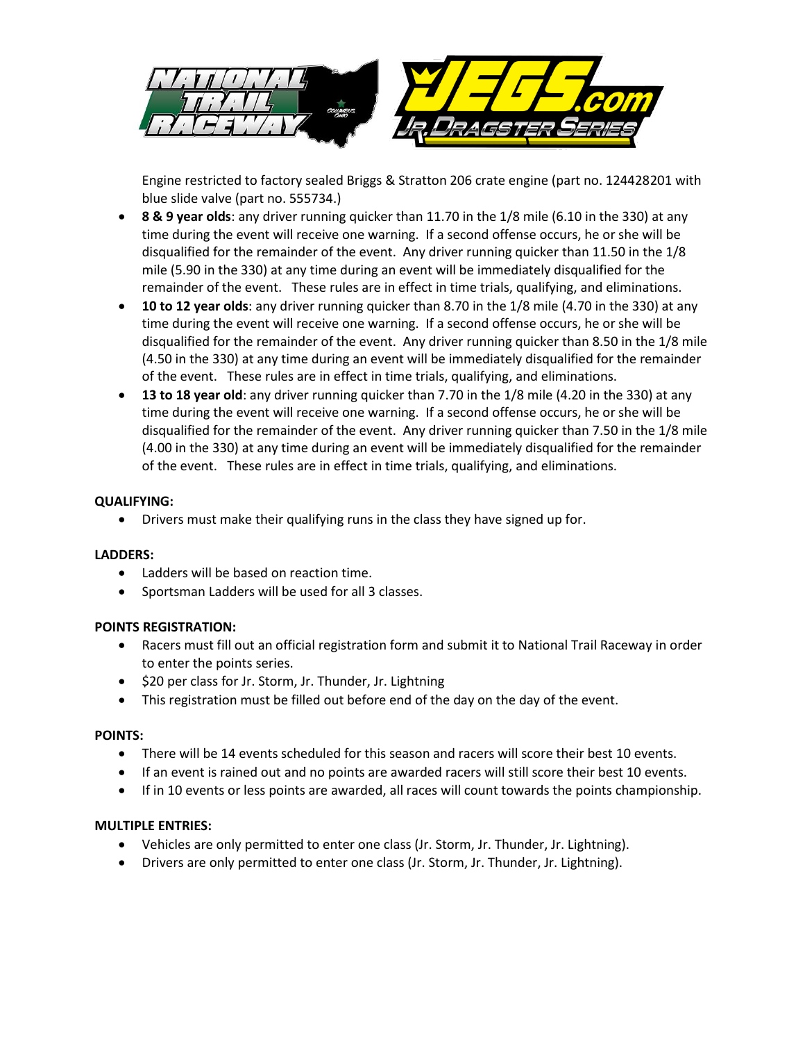Engine restricted to factory sealed Briggs & Stratton 206 crate engine (part no. 124428201 with blue slide valve (part no. 555734.)

- **8 & 9 year olds**: any driver running quicker than 11.70 in the 1/8 mile (6.10 in the 330) at any time during the event will receive one warning. If a second offense occurs, he or she will be disqualified for the remainder of the event. Any driver running quicker than 11.50 in the 1/8 mile (5.90 in the 330) at any time during an event will be immediately disqualified for the remainder of the event. These rules are in effect in time trials, qualifying, and eliminations.
- **10 to 12 year olds**: any driver running quicker than 8.70 in the 1/8 mile (4.70 in the 330) at any time during the event will receive one warning. If a second offense occurs, he or she will be disqualified for the remainder of the event. Any driver running quicker than 8.50 in the 1/8 mile (4.50 in the 330) at any time during an event will be immediately disqualified for the remainder of the event. These rules are in effect in time trials, qualifying, and eliminations.
- **13 to 18 year old**: any driver running quicker than 7.70 in the 1/8 mile (4.20 in the 330) at any time during the event will receive one warning. If a second offense occurs, he or she will be disqualified for the remainder of the event. Any driver running quicker than 7.50 in the 1/8 mile (4.00 in the 330) at any time during an event will be immediately disqualified for the remainder of the event. These rules are in effect in time trials, qualifying, and eliminations.

**QUALIFYING:**

- Drivers must make their qualifying runs in the class they have signed up for.

**LADDERS:**

- Ladders will be based on reaction time.
- Sportsman Ladders will be used for all 3 classes.

**POINTS REGISTRATION:**

- Racers must fill out an official registration form and submit it to National Trail Raceway in order to enter the points series.
- $20 per class for Jr. Storm, Jr. Thunder, Jr. Lightning
- This registration must be filled out before end of the day on the day of the event.

**POINTS:**

- There will be 14 events scheduled for this season and racers will score their best 10 events.
- If an event is rained out and no points are awarded racers will still score their best 10 events.
- If in 10 events or less points are awarded, all races will count towards the points championship.

**MULTIPLE ENTRIES:**

- Vehicles are only permitted to enter one class (Jr. Storm, Jr. Thunder, Jr. Lightning).
- Drivers are only permitted to enter one class (Jr. Storm, Jr. Thunder, Jr. Lightning).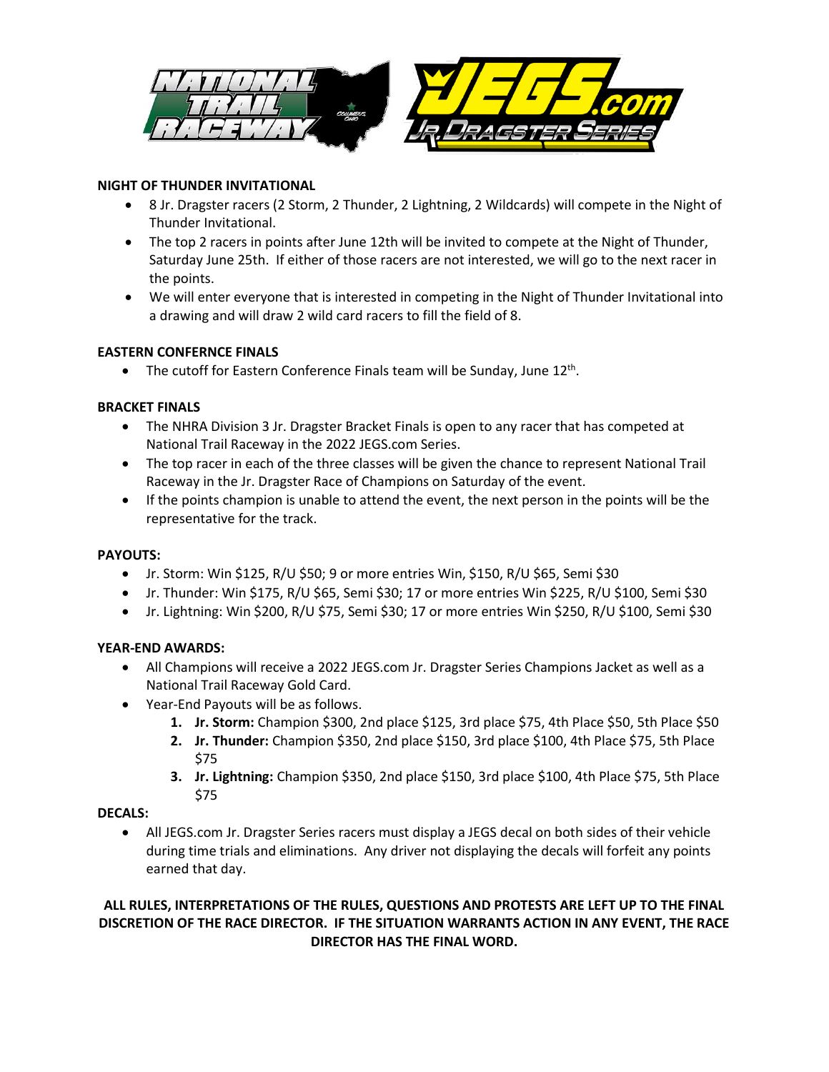**NIGHT OF THUNDER INVITATIONAL**

- 8 Jr. Dragster racers (2 Storm, 2 Thunder, 2 Lightning, 2 Wildcards) will compete in the Night of Thunder Invitational.
- The top 2 racers in points after June 12th will be invited to compete at the Night of Thunder, Saturday June 25th. If either of those racers are not interested, we will go to the next racer in the points.
- We will enter everyone that is interested in competing in the Night of Thunder Invitational into a drawing and will draw 2 wild card racers to fill the field of 8.

**EASTERN CONFERNCE FINALS**

- The cutoff for Eastern Conference Finals team will be Sunday, June 12th.

**BRACKET FINALS**

- The NHRA Division 3 Jr. Dragster Bracket Finals is open to any racer that has competed at National Trail Raceway in the 2022 JEGS.com Series.
- The top racer in each of the three classes will be given the chance to represent National Trail Raceway in the Jr. Dragster Race of Champions on Saturday of the event.
- If the points champion is unable to attend the event, the next person in the points will be the representative for the track.

**PAYOUTS:**

- Jr. Storm: Win $125, R/U $50; 9 or more entries Win, $150, R/U $65, Semi $30
- Jr. Thunder: Win $175, R/U $65, Semi $30; 17 or more entries Win $225, R/U $100, Semi $30
- Jr. Lightning: Win $200, R/U $75, Semi $30; 17 or more entries Win $250, R/U $100, Semi $30

**YEAR-END AWARDS:**

- All Champions will receive a 2022 JEGS.com Jr. Dragster Series Champions Jacket as well as a National Trail Raceway Gold Card.
- Year-End Payouts will be as follows.
  1. **Jr. Storm:** Champion $300, 2nd place $125, 3rd place $75, 4th Place $50, 5th Place $50
  2. **Jr. Thunder:** Champion $350, 2nd place $150, 3rd place $100, 4th Place $75, 5th Place $75
  3. **Jr. Lightning:** Champion $350, 2nd place $150, 3rd place $100, 4th Place $75, 5th Place $75

**DECALS:**

- All JEGS.com Jr. Dragster Series racers must display a JEGS decal on both sides of their vehicle during time trials and eliminations. Any driver not displaying the decals will forfeit any points earned that day.

**ALL RULES, INTERPRETATIONS OF THE RULES, QUESTIONS AND PROTESTS ARE LEFT UP TO THE FINAL DISCRETION OF THE RACE DIRECTOR. IF THE SITUATION WARRANTS ACTION IN ANY EVENT, THE RACE DIRECTOR HAS THE FINAL WORD.**